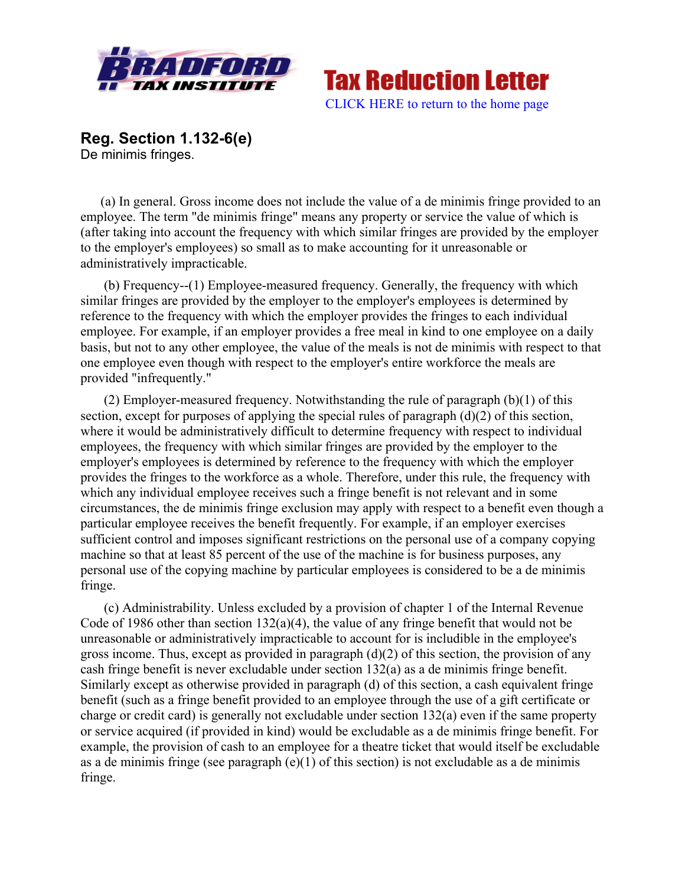Bradford Tax Institute

# Tax Reduction Letter

CLICK HERE to return to the home page

## Reg. Section 1.132-6(e)

De minimis fringes.

(a) In general. Gross income does not include the value of a de minimis fringe provided to an employee. The term "de minimis fringe" means any property or service the value of which is (after taking into account the frequency with which similar fringes are provided by the employer to the employer's employees) so small as to make accounting for it unreasonable or administratively impracticable.

(b) Frequency--(1) Employee-measured frequency. Generally, the frequency with which similar fringes are provided by the employer to the employer's employees is determined by reference to the frequency with which the employer provides the fringes to each individual employee. For example, if an employer provides a free meal in kind to one employee on a daily basis, but not to any other employee, the value of the meals is not de minimis with respect to that one employee even though with respect to the employer's entire workforce the meals are provided "infrequently."

(2) Employer-measured frequency. Notwithstanding the rule of paragraph (b)(1) of this section, except for purposes of applying the special rules of paragraph (d)(2) of this section, where it would be administratively difficult to determine frequency with respect to individual employees, the frequency with which similar fringes are provided by the employer to the employer's employees is determined by reference to the frequency with which the employer provides the fringes to the workforce as a whole. Therefore, under this rule, the frequency with which any individual employee receives such a fringe benefit is not relevant and in some circumstances, the de minimis fringe exclusion may apply with respect to a benefit even though a particular employee receives the benefit frequently. For example, if an employer exercises sufficient control and imposes significant restrictions on the personal use of a company copying machine so that at least 85 percent of the use of the machine is for business purposes, any personal use of the copying machine by particular employees is considered to be a de minimis fringe.

(c) Administrability. Unless excluded by a provision of chapter 1 of the Internal Revenue Code of 1986 other than section 132(a)(4), the value of any fringe benefit that would not be unreasonable or administratively impracticable to account for is includible in the employee's gross income. Thus, except as provided in paragraph (d)(2) of this section, the provision of any cash fringe benefit is never excludable under section 132(a) as a de minimis fringe benefit. Similarly except as otherwise provided in paragraph (d) of this section, a cash equivalent fringe benefit (such as a fringe benefit provided to an employee through the use of a gift certificate or charge or credit card) is generally not excludable under section 132(a) even if the same property or service acquired (if provided in kind) would be excludable as a de minimis fringe benefit. For example, the provision of cash to an employee for a theatre ticket that would itself be excludable as a de minimis fringe (see paragraph (e)(1) of this section) is not excludable as a de minimis fringe.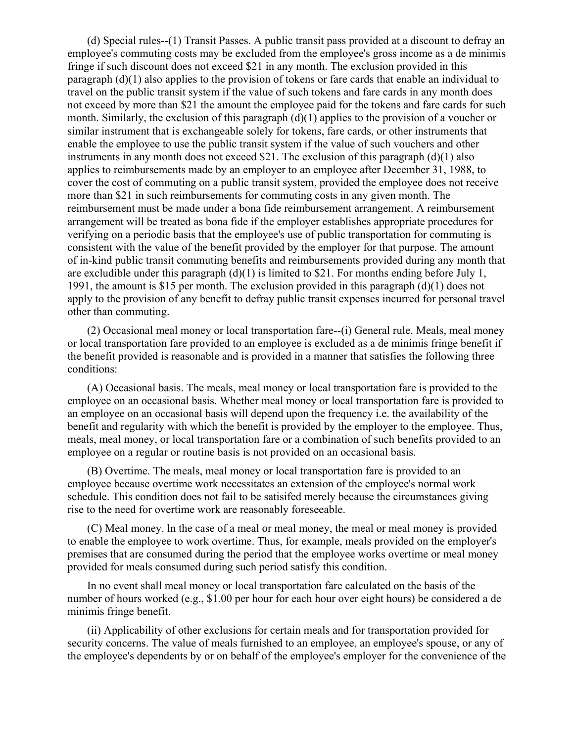(d) Special rules--(1) Transit Passes. A public transit pass provided at a discount to defray an employee's commuting costs may be excluded from the employee's gross income as a de minimis fringe if such discount does not exceed $21 in any month. The exclusion provided in this paragraph (d)(1) also applies to the provision of tokens or fare cards that enable an individual to travel on the public transit system if the value of such tokens and fare cards in any month does not exceed by more than $21 the amount the employee paid for the tokens and fare cards for such month. Similarly, the exclusion of this paragraph (d)(1) applies to the provision of a voucher or similar instrument that is exchangeable solely for tokens, fare cards, or other instruments that enable the employee to use the public transit system if the value of such vouchers and other instruments in any month does not exceed $21. The exclusion of this paragraph (d)(1) also applies to reimbursements made by an employer to an employee after December 31, 1988, to cover the cost of commuting on a public transit system, provided the employee does not receive more than $21 in such reimbursements for commuting costs in any given month. The reimbursement must be made under a bona fide reimbursement arrangement. A reimbursement arrangement will be treated as bona fide if the employer establishes appropriate procedures for verifying on a periodic basis that the employee's use of public transportation for commuting is consistent with the value of the benefit provided by the employer for that purpose. The amount of in-kind public transit commuting benefits and reimbursements provided during any month that are excludible under this paragraph (d)(1) is limited to $21. For months ending before July 1, 1991, the amount is $15 per month. The exclusion provided in this paragraph (d)(1) does not apply to the provision of any benefit to defray public transit expenses incurred for personal travel other than commuting.

(2) Occasional meal money or local transportation fare--(i) General rule. Meals, meal money or local transportation fare provided to an employee is excluded as a de minimis fringe benefit if the benefit provided is reasonable and is provided in a manner that satisfies the following three conditions:

(A) Occasional basis. The meals, meal money or local transportation fare is provided to the employee on an occasional basis. Whether meal money or local transportation fare is provided to an employee on an occasional basis will depend upon the frequency i.e. the availability of the benefit and regularity with which the benefit is provided by the employer to the employee. Thus, meals, meal money, or local transportation fare or a combination of such benefits provided to an employee on a regular or routine basis is not provided on an occasional basis.

(B) Overtime. The meals, meal money or local transportation fare is provided to an employee because overtime work necessitates an extension of the employee's normal work schedule. This condition does not fail to be satisifed merely because the circumstances giving rise to the need for overtime work are reasonably foreseeable.

(C) Meal money. ln the case of a meal or meal money, the meal or meal money is provided to enable the employee to work overtime. Thus, for example, meals provided on the employer's premises that are consumed during the period that the employee works overtime or meal money provided for meals consumed during such period satisfy this condition.

In no event shall meal money or local transportation fare calculated on the basis of the number of hours worked (e.g., $1.00 per hour for each hour over eight hours) be considered a de minimis fringe benefit.

(ii) Applicability of other exclusions for certain meals and for transportation provided for security concerns. The value of meals furnished to an employee, an employee's spouse, or any of the employee's dependents by or on behalf of the employee's employer for the convenience of the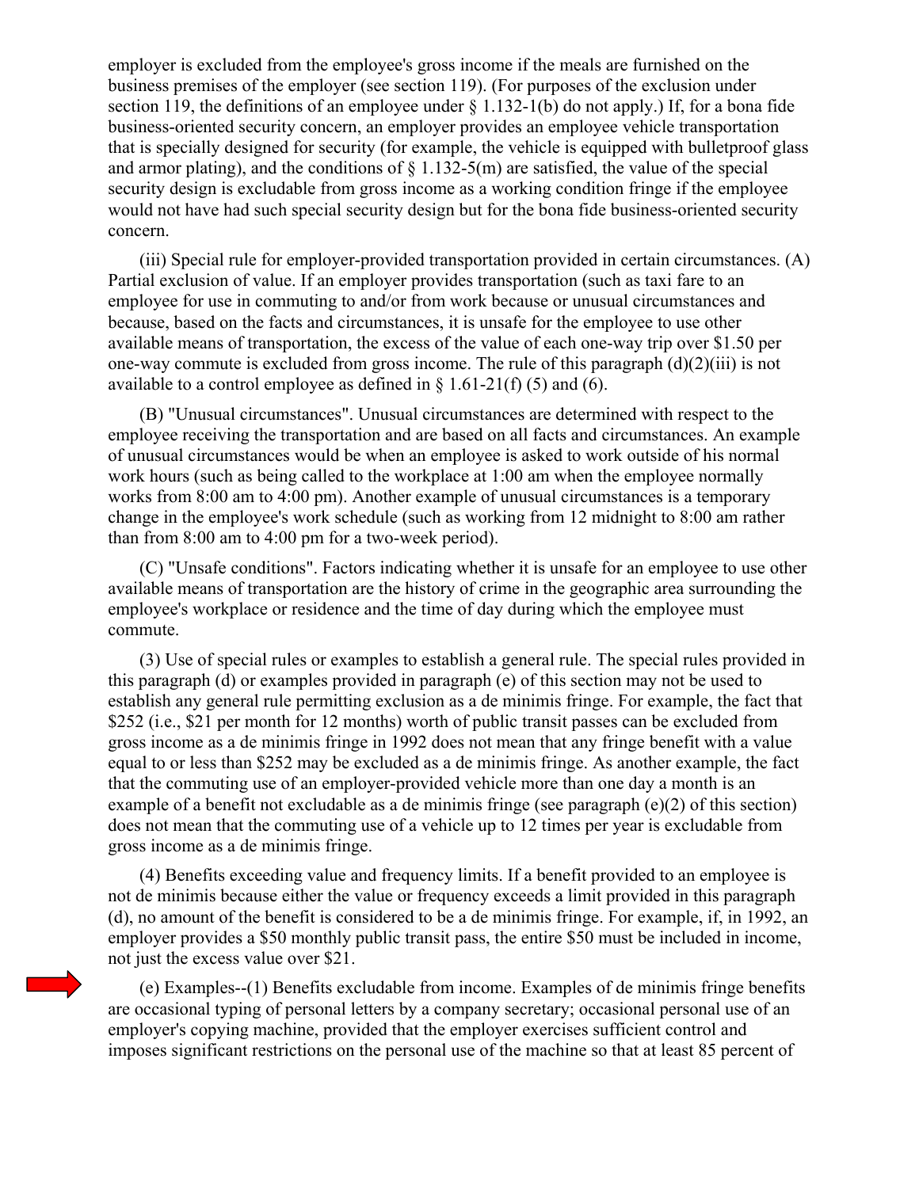employer is excluded from the employee's gross income if the meals are furnished on the business premises of the employer (see section 119). (For purposes of the exclusion under section 119, the definitions of an employee under § 1.132-1(b) do not apply.) If, for a bona fide business-oriented security concern, an employer provides an employee vehicle transportation that is specially designed for security (for example, the vehicle is equipped with bulletproof glass and armor plating), and the conditions of § 1.132-5(m) are satisfied, the value of the special security design is excludable from gross income as a working condition fringe if the employee would not have had such special security design but for the bona fide business-oriented security concern.

(iii) Special rule for employer-provided transportation provided in certain circumstances. (A) Partial exclusion of value. If an employer provides transportation (such as taxi fare to an employee for use in commuting to and/or from work because or unusual circumstances and because, based on the facts and circumstances, it is unsafe for the employee to use other available means of transportation, the excess of the value of each one-way trip over $1.50 per one-way commute is excluded from gross income. The rule of this paragraph (d)(2)(iii) is not available to a control employee as defined in § 1.61-21(f) (5) and (6).

(B) "Unusual circumstances". Unusual circumstances are determined with respect to the employee receiving the transportation and are based on all facts and circumstances. An example of unusual circumstances would be when an employee is asked to work outside of his normal work hours (such as being called to the workplace at 1:00 am when the employee normally works from 8:00 am to 4:00 pm). Another example of unusual circumstances is a temporary change in the employee's work schedule (such as working from 12 midnight to 8:00 am rather than from 8:00 am to 4:00 pm for a two-week period).

(C) "Unsafe conditions". Factors indicating whether it is unsafe for an employee to use other available means of transportation are the history of crime in the geographic area surrounding the employee's workplace or residence and the time of day during which the employee must commute.

(3) Use of special rules or examples to establish a general rule. The special rules provided in this paragraph (d) or examples provided in paragraph (e) of this section may not be used to establish any general rule permitting exclusion as a de minimis fringe. For example, the fact that $252 (i.e., $21 per month for 12 months) worth of public transit passes can be excluded from gross income as a de minimis fringe in 1992 does not mean that any fringe benefit with a value equal to or less than $252 may be excluded as a de minimis fringe. As another example, the fact that the commuting use of an employer-provided vehicle more than one day a month is an example of a benefit not excludable as a de minimis fringe (see paragraph (e)(2) of this section) does not mean that the commuting use of a vehicle up to 12 times per year is excludable from gross income as a de minimis fringe.

(4) Benefits exceeding value and frequency limits. If a benefit provided to an employee is not de minimis because either the value or frequency exceeds a limit provided in this paragraph (d), no amount of the benefit is considered to be a de minimis fringe. For example, if, in 1992, an employer provides a $50 monthly public transit pass, the entire $50 must be included in income, not just the excess value over $21.

(e) Examples--(1) Benefits excludable from income. Examples of de minimis fringe benefits are occasional typing of personal letters by a company secretary; occasional personal use of an employer's copying machine, provided that the employer exercises sufficient control and imposes significant restrictions on the personal use of the machine so that at least 85 percent of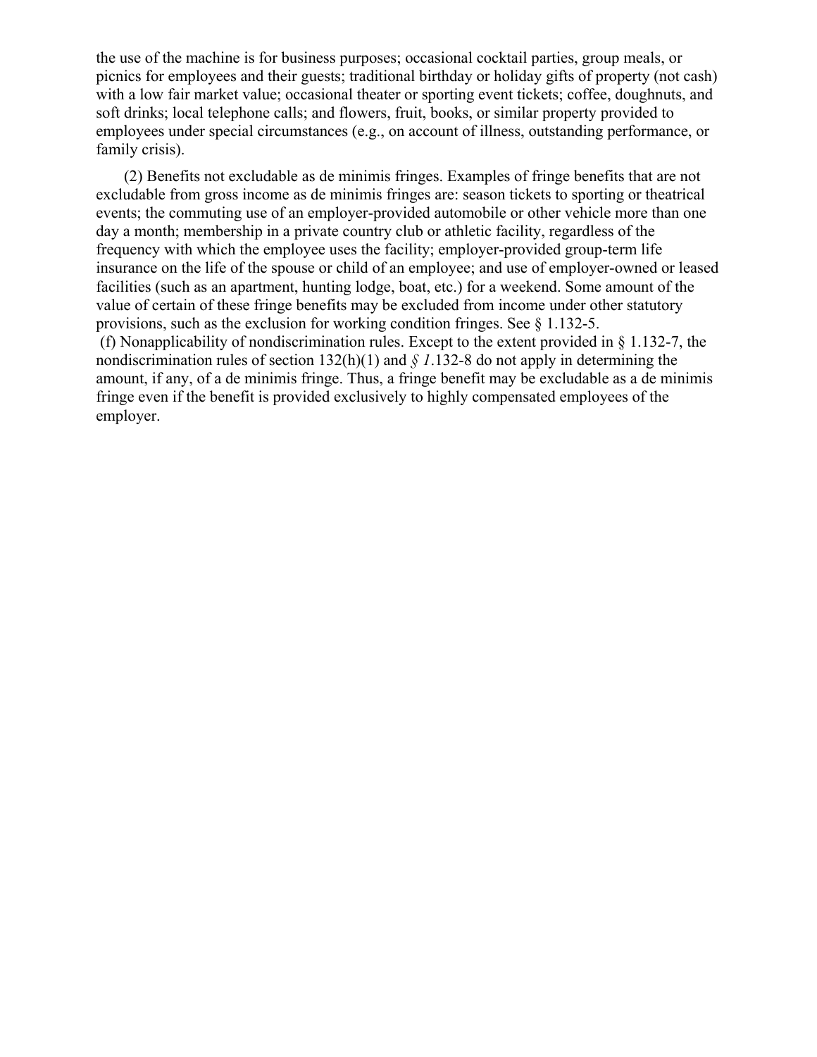the use of the machine is for business purposes; occasional cocktail parties, group meals, or picnics for employees and their guests; traditional birthday or holiday gifts of property (not cash) with a low fair market value; occasional theater or sporting event tickets; coffee, doughnuts, and soft drinks; local telephone calls; and flowers, fruit, books, or similar property provided to employees under special circumstances (e.g., on account of illness, outstanding performance, or family crisis).

(2) Benefits not excludable as de minimis fringes. Examples of fringe benefits that are not excludable from gross income as de minimis fringes are: season tickets to sporting or theatrical events; the commuting use of an employer-provided automobile or other vehicle more than one day a month; membership in a private country club or athletic facility, regardless of the frequency with which the employee uses the facility; employer-provided group-term life insurance on the life of the spouse or child of an employee; and use of employer-owned or leased facilities (such as an apartment, hunting lodge, boat, etc.) for a weekend. Some amount of the value of certain of these fringe benefits may be excluded from income under other statutory provisions, such as the exclusion for working condition fringes. See § 1.132-5.

(f) Nonapplicability of nondiscrimination rules. Except to the extent provided in § 1.132-7, the nondiscrimination rules of section 132(h)(1) and *§ 1*.132-8 do not apply in determining the amount, if any, of a de minimis fringe. Thus, a fringe benefit may be excludable as a de minimis fringe even if the benefit is provided exclusively to highly compensated employees of the employer.